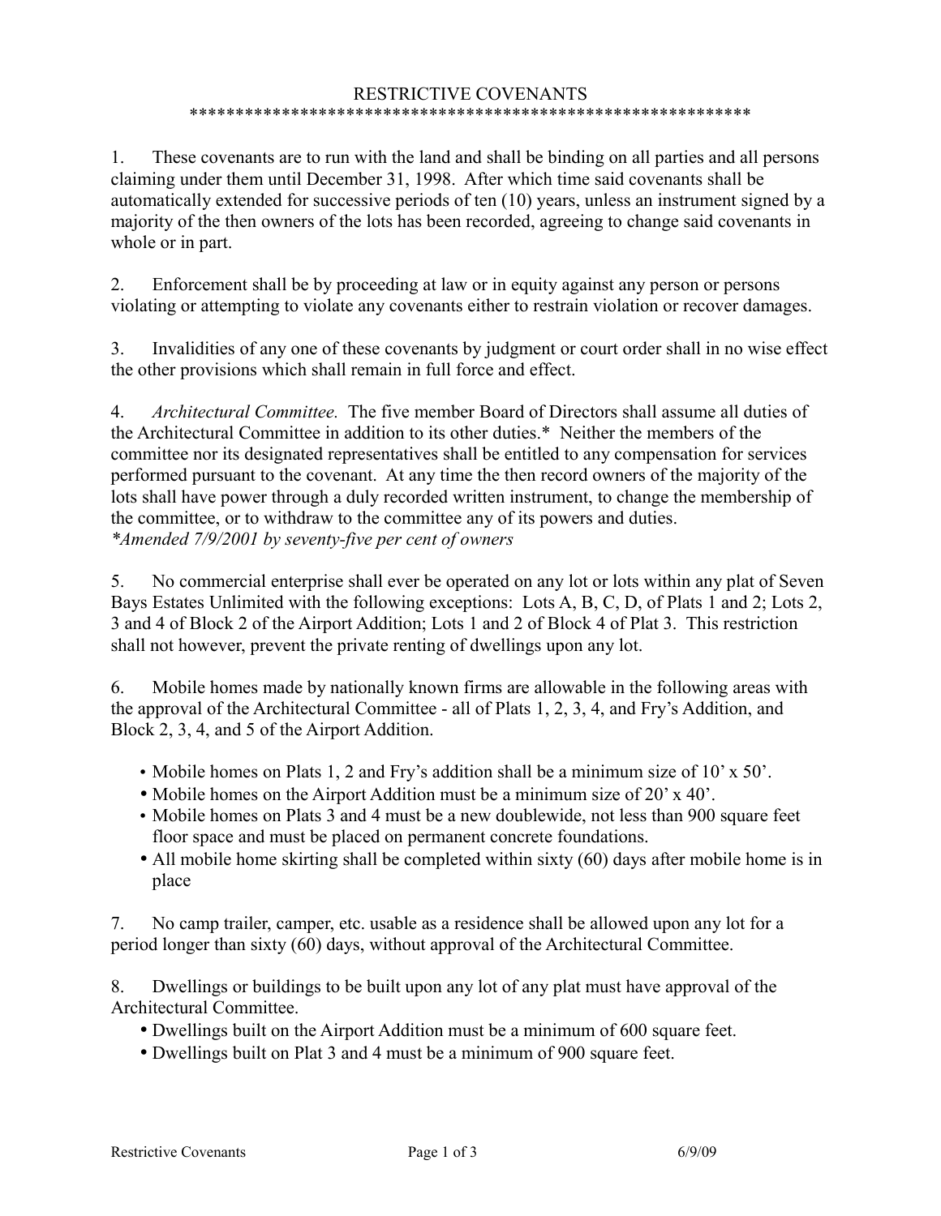# RESTRICTIVE COVENANTS

***************************************************************

1. These covenants are to run with the land and shall be binding on all parties and all persons claiming under them until December 31, 1998. After which time said covenants shall be automatically extended for successive periods of ten (10) years, unless an instrument signed by a majority of the then owners of the lots has been recorded, agreeing to change said covenants in whole or in part.

2. Enforcement shall be by proceeding at law or in equity against any person or persons violating or attempting to violate any covenants either to restrain violation or recover damages.

3. Invalidities of any one of these covenants by judgment or court order shall in no wise effect the other provisions which shall remain in full force and effect.

4. *Architectural Committee.* The five member Board of Directors shall assume all duties of the Architectural Committee in addition to its other duties.* Neither the members of the committee nor its designated representatives shall be entitled to any compensation for services performed pursuant to the covenant. At any time the then record owners of the majority of the lots shall have power through a duly recorded written instrument, to change the membership of the committee, or to withdraw to the committee any of its powers and duties.
*\*Amended 7/9/2001 by seventy-five per cent of owners*

5. No commercial enterprise shall ever be operated on any lot or lots within any plat of Seven Bays Estates Unlimited with the following exceptions: Lots A, B, C, D, of Plats 1 and 2; Lots 2, 3 and 4 of Block 2 of the Airport Addition; Lots 1 and 2 of Block 4 of Plat 3. This restriction shall not however, prevent the private renting of dwellings upon any lot.

6. Mobile homes made by nationally known firms are allowable in the following areas with the approval of the Architectural Committee - all of Plats 1, 2, 3, 4, and Fry's Addition, and Block 2, 3, 4, and 5 of the Airport Addition.
   - Mobile homes on Plats 1, 2 and Fry's addition shall be a minimum size of 10' x 50'.
   - Mobile homes on the Airport Addition must be a minimum size of 20' x 40'.
   - Mobile homes on Plats 3 and 4 must be a new doublewide, not less than 900 square feet floor space and must be placed on permanent concrete foundations.
   - All mobile home skirting shall be completed within sixty (60) days after mobile home is in place

7. No camp trailer, camper, etc. usable as a residence shall be allowed upon any lot for a period longer than sixty (60) days, without approval of the Architectural Committee.

8. Dwellings or buildings to be built upon any lot of any plat must have approval of the Architectural Committee.
   - Dwellings built on the Airport Addition must be a minimum of 600 square feet.
   - Dwellings built on Plat 3 and 4 must be a minimum of 900 square feet.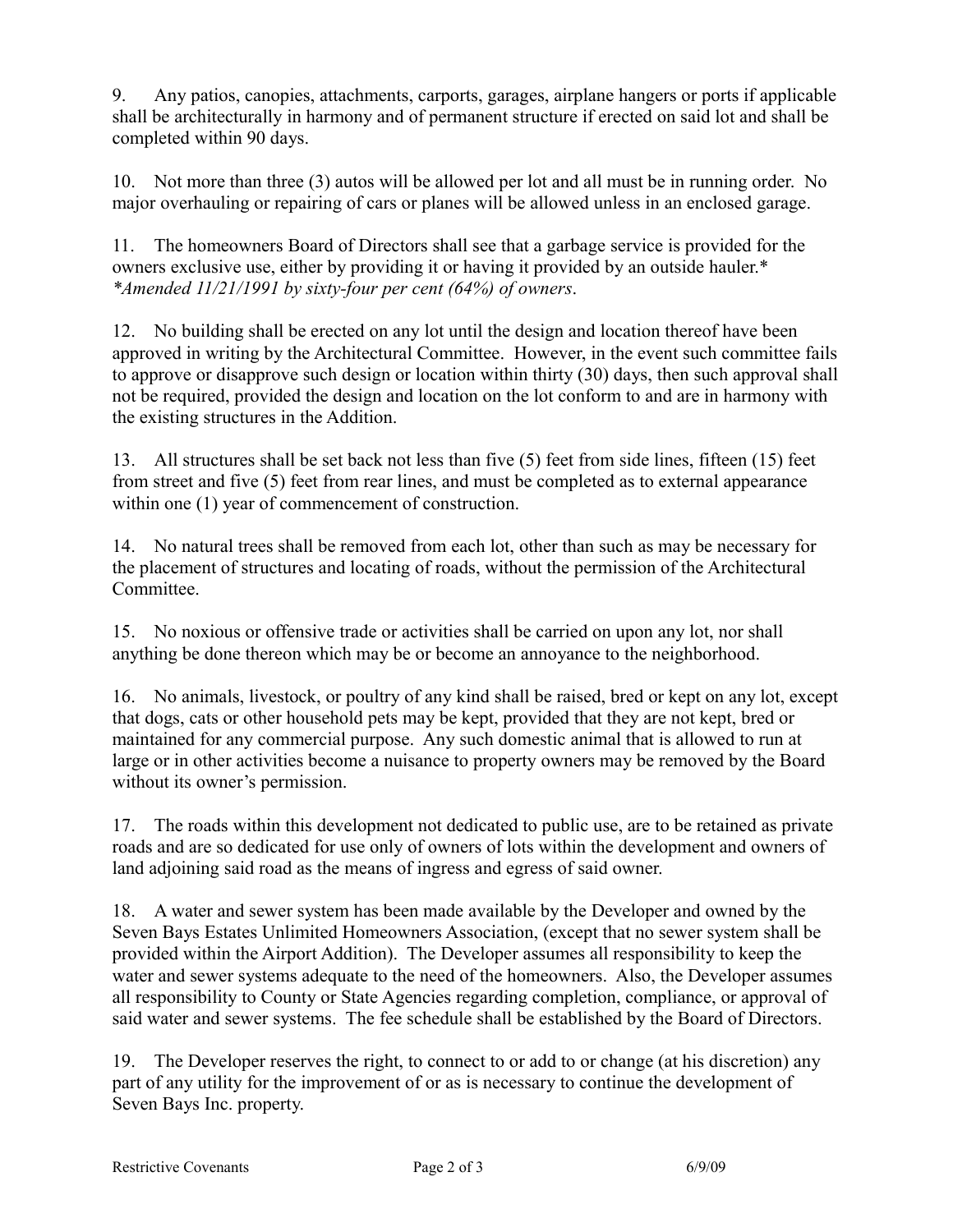9. Any patios, canopies, attachments, carports, garages, airplane hangers or ports if applicable shall be architecturally in harmony and of permanent structure if erected on said lot and shall be completed within 90 days.

10. Not more than three (3) autos will be allowed per lot and all must be in running order. No major overhauling or repairing of cars or planes will be allowed unless in an enclosed garage.

11. The homeowners Board of Directors shall see that a garbage service is provided for the owners exclusive use, either by providing it or having it provided by an outside hauler.*
*\*Amended 11/21/1991 by sixty-four per cent (64%) of owners.*

12. No building shall be erected on any lot until the design and location thereof have been approved in writing by the Architectural Committee. However, in the event such committee fails to approve or disapprove such design or location within thirty (30) days, then such approval shall not be required, provided the design and location on the lot conform to and are in harmony with the existing structures in the Addition.

13. All structures shall be set back not less than five (5) feet from side lines, fifteen (15) feet from street and five (5) feet from rear lines, and must be completed as to external appearance within one (1) year of commencement of construction.

14. No natural trees shall be removed from each lot, other than such as may be necessary for the placement of structures and locating of roads, without the permission of the Architectural Committee.

15. No noxious or offensive trade or activities shall be carried on upon any lot, nor shall anything be done thereon which may be or become an annoyance to the neighborhood.

16. No animals, livestock, or poultry of any kind shall be raised, bred or kept on any lot, except that dogs, cats or other household pets may be kept, provided that they are not kept, bred or maintained for any commercial purpose. Any such domestic animal that is allowed to run at large or in other activities become a nuisance to property owners may be removed by the Board without its owner's permission.

17. The roads within this development not dedicated to public use, are to be retained as private roads and are so dedicated for use only of owners of lots within the development and owners of land adjoining said road as the means of ingress and egress of said owner.

18. A water and sewer system has been made available by the Developer and owned by the Seven Bays Estates Unlimited Homeowners Association, (except that no sewer system shall be provided within the Airport Addition). The Developer assumes all responsibility to keep the water and sewer systems adequate to the need of the homeowners. Also, the Developer assumes all responsibility to County or State Agencies regarding completion, compliance, or approval of said water and sewer systems. The fee schedule shall be established by the Board of Directors.

19. The Developer reserves the right, to connect to or add to or change (at his discretion) any part of any utility for the improvement of or as is necessary to continue the development of Seven Bays Inc. property.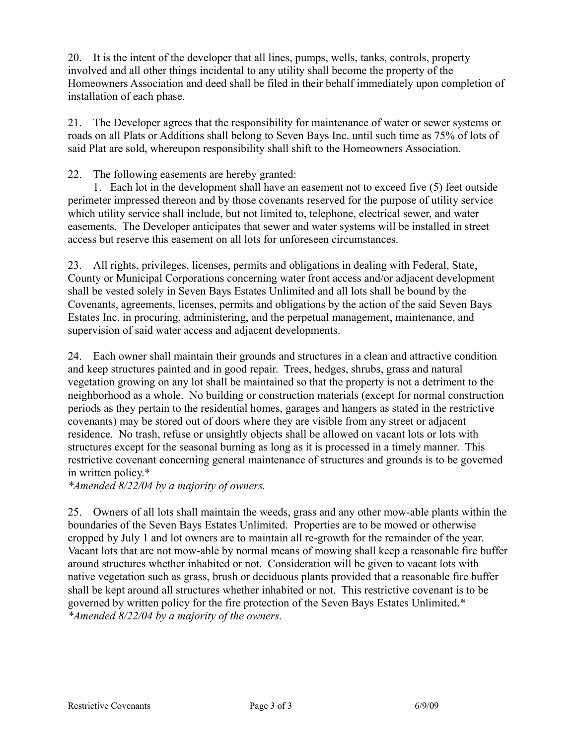20. It is the intent of the developer that all lines, pumps, wells, tanks, controls, property involved and all other things incidental to any utility shall become the property of the Homeowners Association and deed shall be filed in their behalf immediately upon completion of installation of each phase.

21. The Developer agrees that the responsibility for maintenance of water or sewer systems or roads on all Plats or Additions shall belong to Seven Bays Inc. until such time as 75% of lots of said Plat are sold, whereupon responsibility shall shift to the Homeowners Association.

22. The following easements are hereby granted:

1. Each lot in the development shall have an easement not to exceed five (5) feet outside perimeter impressed thereon and by those covenants reserved for the purpose of utility service which utility service shall include, but not limited to, telephone, electrical sewer, and water easements. The Developer anticipates that sewer and water systems will be installed in street access but reserve this easement on all lots for unforeseen circumstances.

23. All rights, privileges, licenses, permits and obligations in dealing with Federal, State, County or Municipal Corporations concerning water front access and/or adjacent development shall be vested solely in Seven Bays Estates Unlimited and all lots shall be bound by the Covenants, agreements, licenses, permits and obligations by the action of the said Seven Bays Estates Inc. in procuring, administering, and the perpetual management, maintenance, and supervision of said water access and adjacent developments.

24. Each owner shall maintain their grounds and structures in a clean and attractive condition and keep structures painted and in good repair. Trees, hedges, shrubs, grass and natural vegetation growing on any lot shall be maintained so that the property is not a detriment to the neighborhood as a whole. No building or construction materials (except for normal construction periods as they pertain to the residential homes, garages and hangers as stated in the restrictive covenants) may be stored out of doors where they are visible from any street or adjacent residence. No trash, refuse or unsightly objects shall be allowed on vacant lots or lots with structures except for the seasonal burning as long as it is processed in a timely manner. This restrictive covenant concerning general maintenance of structures and grounds is to be governed in written policy.*

*\*Amended 8/22/04 by a majority of owners.*

25. Owners of all lots shall maintain the weeds, grass and any other mow-able plants within the boundaries of the Seven Bays Estates Unlimited. Properties are to be mowed or otherwise cropped by July 1 and lot owners are to maintain all re-growth for the remainder of the year. Vacant lots that are not mow-able by normal means of mowing shall keep a reasonable fire buffer around structures whether inhabited or not. Consideration will be given to vacant lots with native vegetation such as grass, brush or deciduous plants provided that a reasonable fire buffer shall be kept around all structures whether inhabited or not. This restrictive covenant is to be governed by written policy for the fire protection of the Seven Bays Estates Unlimited.*

*\*Amended 8/22/04 by a majority of the owners.*